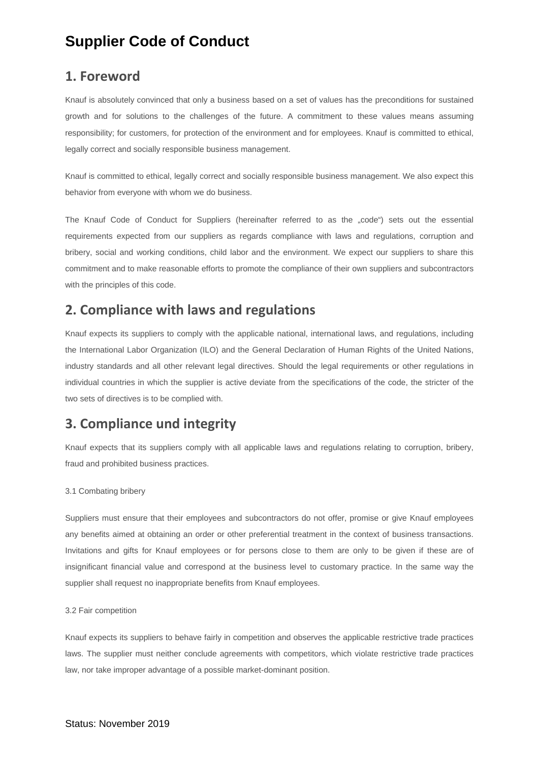# Supplier Code of Conduct

## 1. Foreword

Knauf is absolutely convinced that only a business based on a set of values has the preconditions for sustained growth and for solutions to the challenges of the future. A commitment to these values means assuming responsibility; for customers, for protection of the environment and for employees. Knauf is committed to ethical, legally correct and socially responsible business management.

Knauf is committed to ethical, legally correct and socially responsible business management. We also expect this behavior from everyone with whom we do business.

The Knauf Code of Conduct for Suppliers (hereinafter referred to as the „code“) sets out the essential requirements expected from our suppliers as regards compliance with laws and regulations, corruption and bribery, social and working conditions, child labor and the environment. We expect our suppliers to share this commitment and to make reasonable efforts to promote the compliance of their own suppliers and subcontractors with the principles of this code.

## 2. Compliance with laws and regulations

Knauf expects its suppliers to comply with the applicable national, international laws, and regulations, including the International Labor Organization (ILO) and the General Declaration of Human Rights of the United Nations, industry standards and all other relevant legal directives. Should the legal requirements or other regulations in individual countries in which the supplier is active deviate from the specifications of the code, the stricter of the two sets of directives is to be complied with.

## 3. Compliance und integrity

Knauf expects that its suppliers comply with all applicable laws and regulations relating to corruption, bribery, fraud and prohibited business practices.

3.1 Combating bribery

Suppliers must ensure that their employees and subcontractors do not offer, promise or give Knauf employees any benefits aimed at obtaining an order or other preferential treatment in the context of business transactions. Invitations and gifts for Knauf employees or for persons close to them are only to be given if these are of insignificant financial value and correspond at the business level to customary practice. In the same way the supplier shall request no inappropriate benefits from Knauf employees.

3.2 Fair competition

Knauf expects its suppliers to behave fairly in competition and observes the applicable restrictive trade practices laws. The supplier must neither conclude agreements with competitors, which violate restrictive trade practices law, nor take improper advantage of a possible market-dominant position.

Status: November 2019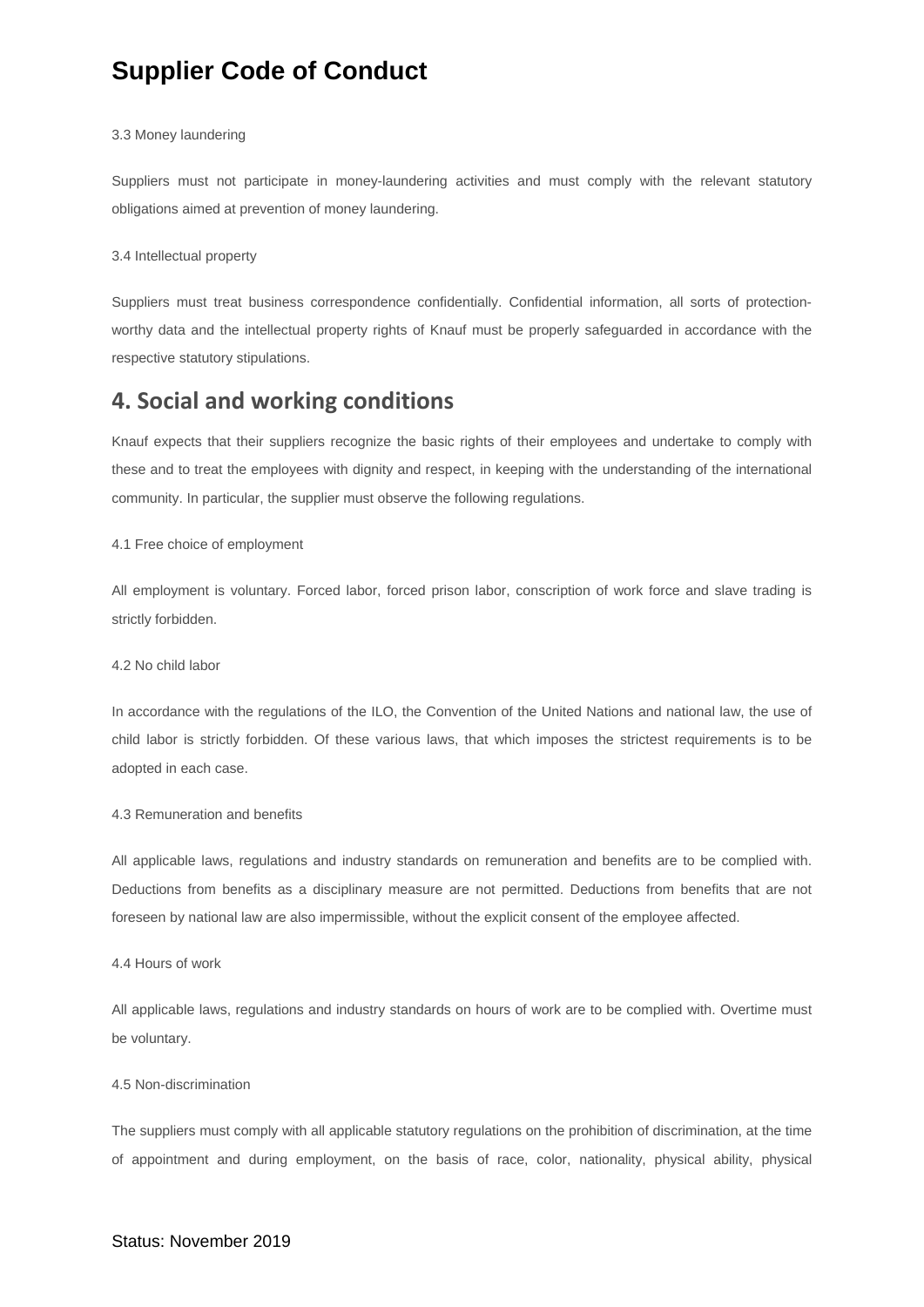3.3 Money laundering

Suppliers must not participate in money-laundering activities and must comply with the relevant statutory obligations aimed at prevention of money laundering.

3.4 Intellectual property

Suppliers must treat business correspondence confidentially. Confidential information, all sorts of protection-worthy data and the intellectual property rights of Knauf must be properly safeguarded in accordance with the respective statutory stipulations.

## 4. Social and working conditions

Knauf expects that their suppliers recognize the basic rights of their employees and undertake to comply with these and to treat the employees with dignity and respect, in keeping with the understanding of the international community. In particular, the supplier must observe the following regulations.

4.1 Free choice of employment

All employment is voluntary. Forced labor, forced prison labor, conscription of work force and slave trading is strictly forbidden.

4.2 No child labor

In accordance with the regulations of the ILO, the Convention of the United Nations and national law, the use of child labor is strictly forbidden. Of these various laws, that which imposes the strictest requirements is to be adopted in each case.

4.3 Remuneration and benefits

All applicable laws, regulations and industry standards on remuneration and benefits are to be complied with. Deductions from benefits as a disciplinary measure are not permitted. Deductions from benefits that are not foreseen by national law are also impermissible, without the explicit consent of the employee affected.

4.4 Hours of work

All applicable laws, regulations and industry standards on hours of work are to be complied with. Overtime must be voluntary.

4.5 Non-discrimination

The suppliers must comply with all applicable statutory regulations on the prohibition of discrimination, at the time of appointment and during employment, on the basis of race, color, nationality, physical ability, physical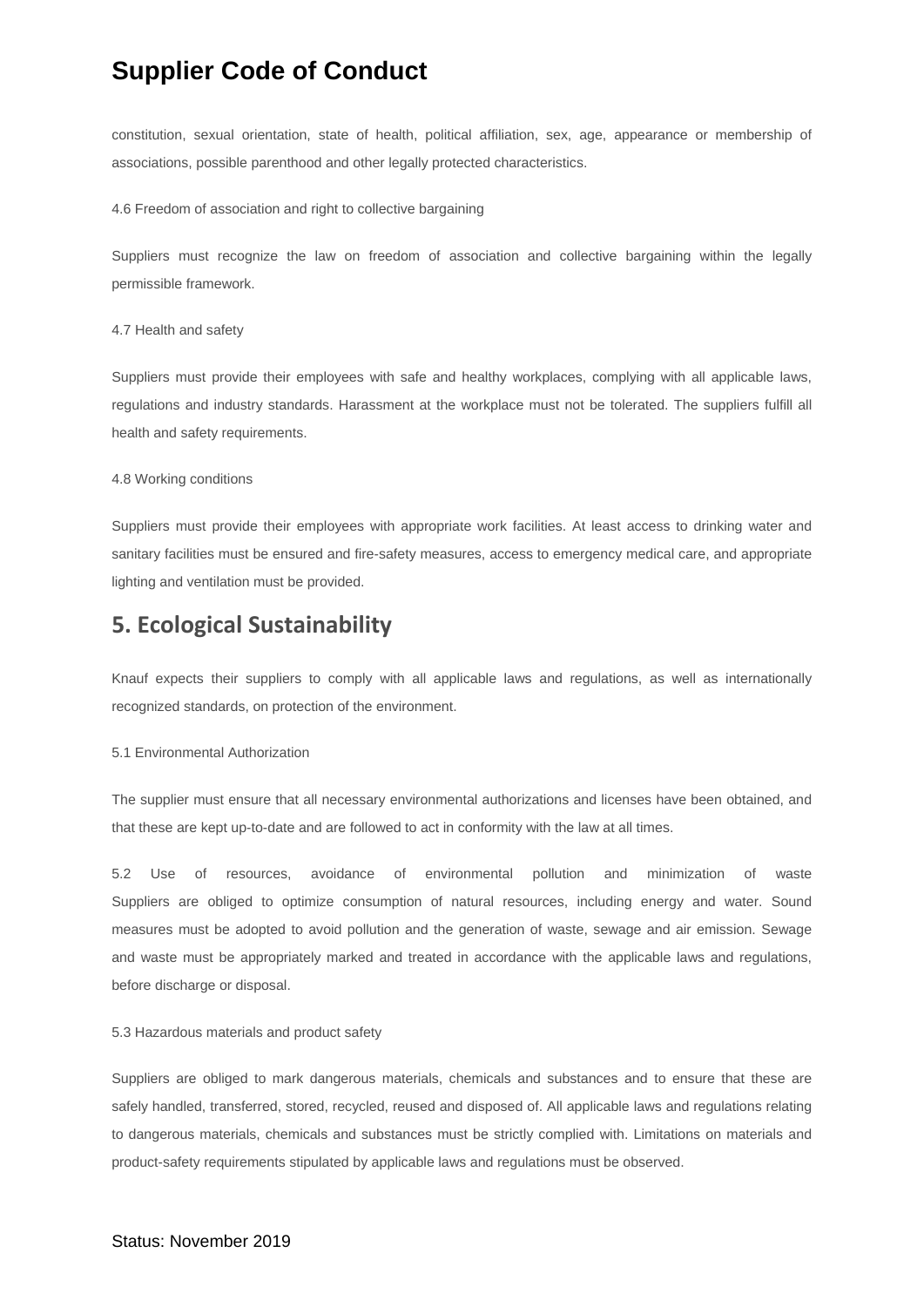constitution, sexual orientation, state of health, political affiliation, sex, age, appearance or membership of associations, possible parenthood and other legally protected characteristics.

4.6 Freedom of association and right to collective bargaining

Suppliers must recognize the law on freedom of association and collective bargaining within the legally permissible framework.

4.7 Health and safety

Suppliers must provide their employees with safe and healthy workplaces, complying with all applicable laws, regulations and industry standards. Harassment at the workplace must not be tolerated. The suppliers fulfill all health and safety requirements.

4.8 Working conditions

Suppliers must provide their employees with appropriate work facilities. At least access to drinking water and sanitary facilities must be ensured and fire-safety measures, access to emergency medical care, and appropriate lighting and ventilation must be provided.

## 5. Ecological Sustainability

Knauf expects their suppliers to comply with all applicable laws and regulations, as well as internationally recognized standards, on protection of the environment.

5.1 Environmental Authorization

The supplier must ensure that all necessary environmental authorizations and licenses have been obtained, and that these are kept up-to-date and are followed to act in conformity with the law at all times.

5.2 Use of resources, avoidance of environmental pollution and minimization of waste
Suppliers are obliged to optimize consumption of natural resources, including energy and water. Sound measures must be adopted to avoid pollution and the generation of waste, sewage and air emission. Sewage and waste must be appropriately marked and treated in accordance with the applicable laws and regulations, before discharge or disposal.

5.3 Hazardous materials and product safety

Suppliers are obliged to mark dangerous materials, chemicals and substances and to ensure that these are safely handled, transferred, stored, recycled, reused and disposed of. All applicable laws and regulations relating to dangerous materials, chemicals and substances must be strictly complied with. Limitations on materials and product-safety requirements stipulated by applicable laws and regulations must be observed.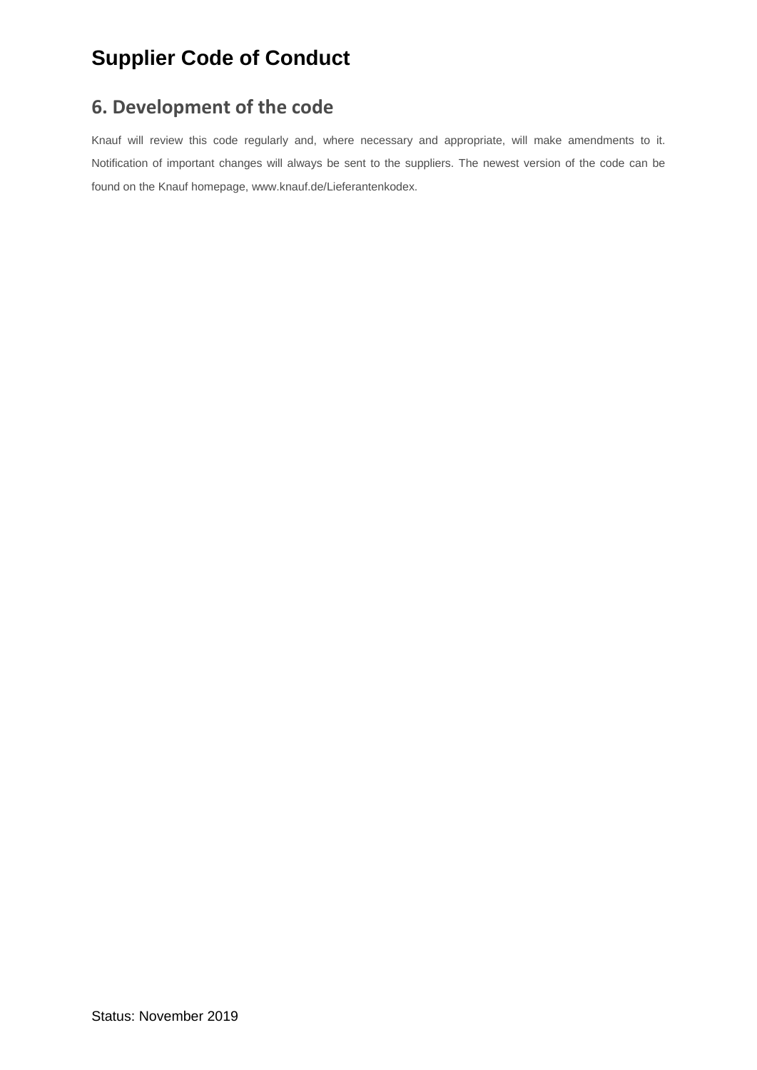## 6. Development of the code

Knauf will review this code regularly and, where necessary and appropriate, will make amendments to it. Notification of important changes will always be sent to the suppliers. The newest version of the code can be found on the Knauf homepage, www.knauf.de/Lieferantenkodex.